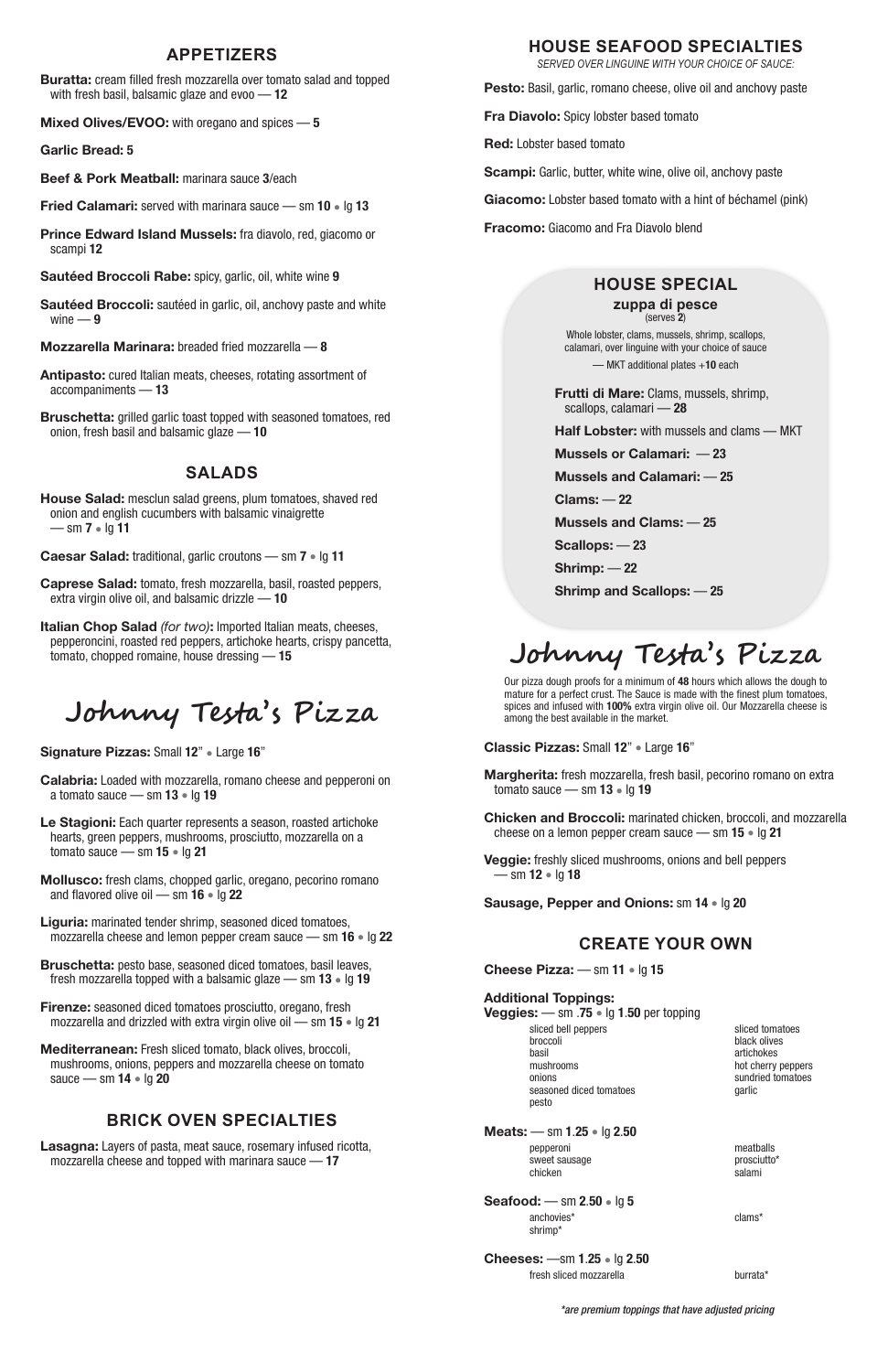## APPETIZERS

**Buratta:** cream filled fresh mozzarella over tomato salad and topped with fresh basil, balsamic glaze and evoo — **12**

**Mixed Olives/EVOO:** with oregano and spices — **5**

**Garlic Bread: 5**

**Beef & Pork Meatball:** marinara sauce **3**/each

**Fried Calamari:** served with marinara sauce — sm **10** • lg **13**

**Prince Edward Island Mussels:** fra diavolo, red, giacomo or scampi **12**

**Sautéed Broccoli Rabe:** spicy, garlic, oil, white wine **9**

**Sautéed Broccoli:** sautéed in garlic, oil, anchovy paste and white wine — **9**

**Mozzarella Marinara:** breaded fried mozzarella — **8**

**Antipasto:** cured Italian meats, cheeses, rotating assortment of accompaniments — **13**

**Bruschetta:** grilled garlic toast topped with seasoned tomatoes, red onion, fresh basil and balsamic glaze — **10**

## SALADS

**House Salad:** mesclun salad greens, plum tomatoes, shaved red onion and english cucumbers with balsamic vinaigrette — sm **7** • lg **11**

**Caesar Salad:** traditional, garlic croutons — sm **7** • lg **11**

**Caprese Salad:** tomato, fresh mozzarella, basil, roasted peppers, extra virgin olive oil, and balsamic drizzle — **10**

**Italian Chop Salad** *(for two)***:** Imported Italian meats, cheeses, pepperoncini, roasted red peppers, artichoke hearts, crispy pancetta, tomato, chopped romaine, house dressing — **15**

# Johnny Testa's Pizza

**Signature Pizzas:** Small **12**" • Large **16**"

**Calabria:** Loaded with mozzarella, romano cheese and pepperoni on a tomato sauce — sm **13** • lg **19**

**Le Stagioni:** Each quarter represents a season, roasted artichoke hearts, green peppers, mushrooms, prosciutto, mozzarella on a tomato sauce — sm **15** • lg **21**

**Mollusco:** fresh clams, chopped garlic, oregano, pecorino romano and flavored olive oil — sm **16** • lg **22**

**Liguria:** marinated tender shrimp, seasoned diced tomatoes, mozzarella cheese and lemon pepper cream sauce — sm **16** • lg **22**

**Bruschetta:** pesto base, seasoned diced tomatoes, basil leaves, fresh mozzarella topped with a balsamic glaze — sm **13** • lg **19**

**Firenze:** seasoned diced tomatoes prosciutto, oregano, fresh mozzarella and drizzled with extra virgin olive oil — sm **15** • lg **21**

**Mediterranean:** Fresh sliced tomato, black olives, broccoli, mushrooms, onions, peppers and mozzarella cheese on tomato sauce — sm **14** • lg **20**

## BRICK OVEN SPECIALTIES

**Lasagna:** Layers of pasta, meat sauce, rosemary infused ricotta, mozzarella cheese and topped with marinara sauce — **17**

## HOUSE SEAFOOD SPECIALTIES

*SERVED OVER LINGUINE WITH YOUR CHOICE OF SAUCE:*

**Pesto:** Basil, garlic, romano cheese, olive oil and anchovy paste

**Fra Diavolo:** Spicy lobster based tomato

**Red:** Lobster based tomato

**Scampi:** Garlic, butter, white wine, olive oil, anchovy paste

**Giacomo:** Lobster based tomato with a hint of béchamel (pink)

**Fracomo:** Giacomo and Fra Diavolo blend

### HOUSE SPECIAL

**zuppa di pesce**
(serves **2**)

Whole lobster, clams, mussels, shrimp, scallops, calamari, over linguine with your choice of sauce — MKT additional plates +**10** each

**Frutti di Mare:** Clams, mussels, shrimp, scallops, calamari — **28**

**Half Lobster:** with mussels and clams — MKT

**Mussels or Calamari:** — **23**

**Mussels and Calamari:** — **25**

**Clams:** — **22**

**Mussels and Clams:** — **25**

**Scallops:** — **23**

**Shrimp:** — **22**

**Shrimp and Scallops:** — **25**

# Johnny Testa's Pizza

Our pizza dough proofs for a minimum of **48** hours which allows the dough to mature for a perfect crust. The Sauce is made with the finest plum tomatoes, spices and infused with **100%** extra virgin olive oil. Our Mozzarella cheese is among the best available in the market.

**Classic Pizzas:** Small **12**" • Large **16**"

**Margherita:** fresh mozzarella, fresh basil, pecorino romano on extra tomato sauce — sm **13** • lg **19**

**Chicken and Broccoli:** marinated chicken, broccoli, and mozzarella cheese on a lemon pepper cream sauce — sm **15** • lg **21**

**Veggie:** freshly sliced mushrooms, onions and bell peppers — sm **12** • lg **18**

**Sausage, Pepper and Onions:** sm **14** • lg **20**

## CREATE YOUR OWN

**Cheese Pizza:** — sm **11** • lg **15**

**Additional Toppings:**

**Veggies:** — sm **.75** • lg **1.50** per topping

- sliced bell peppers
- broccoli
- basil
- mushrooms
- onions
- seasoned diced tomatoes
- pesto
- sliced tomatoes
- black olives
- artichokes
- hot cherry peppers
- sundried tomatoes
- garlic

**Meats:** — sm **1.25** • lg **2.50**

- pepperoni
- sweet sausage
- chicken
- meatballs
- prosciutto*
- salami

**Seafood:** — sm **2.50** • lg **5**

- anchovies*
- shrimp*
- clams*

**Cheeses:** —sm **1.25** • lg **2.50**

- fresh sliced mozzarella
- burrata*

*\*are premium toppings that have adjusted pricing*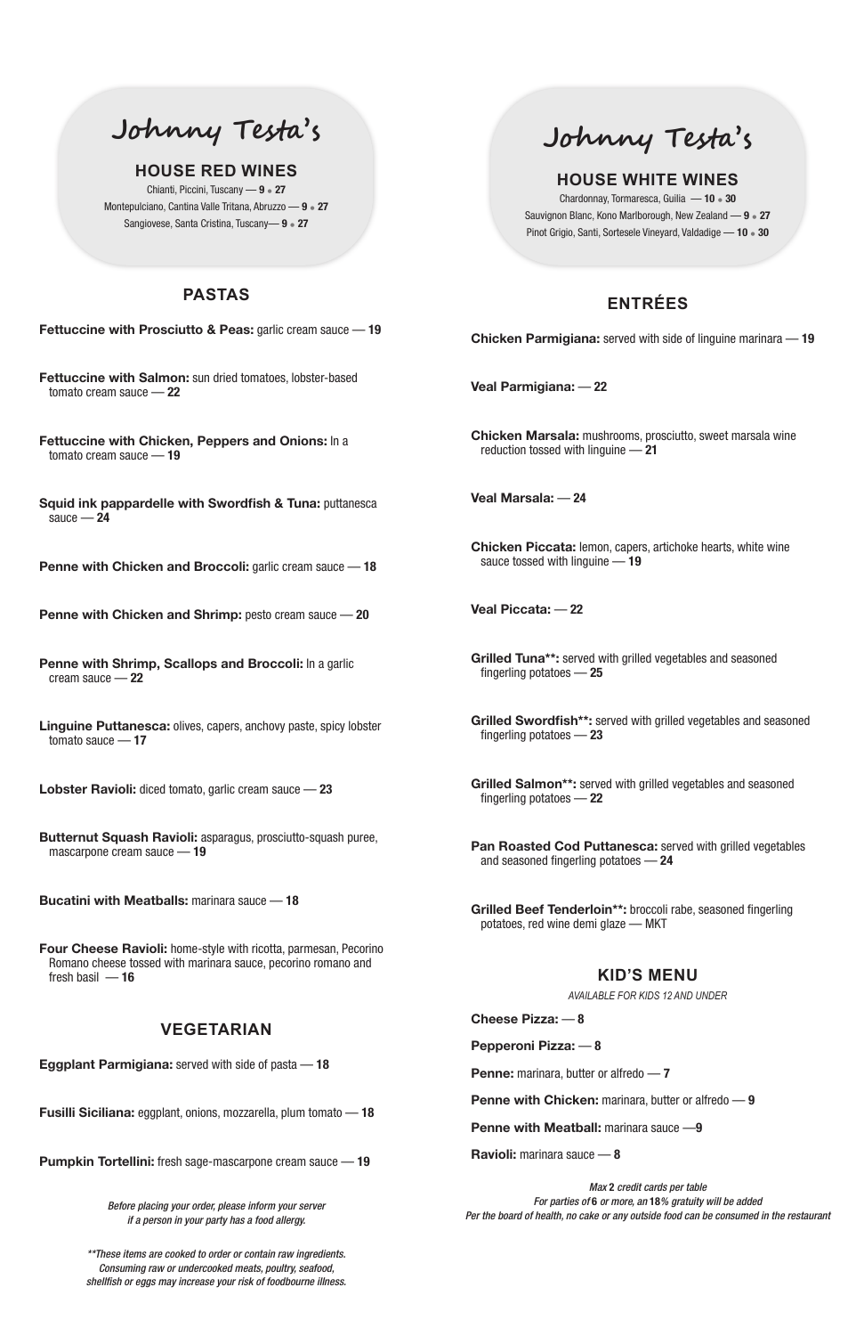# Johnny Testa's

## HOUSE RED WINES

Chianti, Piccini, Tuscany — **9** • **27**
Montepulciano, Cantina Valle Tritana, Abruzzo — **9** • **27**
Sangiovese, Santa Cristina, Tuscany— **9** • **27**

## PASTAS

**Fettuccine with Prosciutto & Peas:** garlic cream sauce — **19**

**Fettuccine with Salmon:** sun dried tomatoes, lobster-based tomato cream sauce — **22**

**Fettuccine with Chicken, Peppers and Onions:** In a tomato cream sauce — **19**

**Squid ink pappardelle with Swordfish & Tuna:** puttanesca sauce — **24**

**Penne with Chicken and Broccoli:** garlic cream sauce — **18**

**Penne with Chicken and Shrimp:** pesto cream sauce — **20**

**Penne with Shrimp, Scallops and Broccoli:** In a garlic cream sauce — **22**

**Linguine Puttanesca:** olives, capers, anchovy paste, spicy lobster tomato sauce — **17**

**Lobster Ravioli:** diced tomato, garlic cream sauce — **23**

**Butternut Squash Ravioli:** asparagus, prosciutto-squash puree, mascarpone cream sauce — **19**

**Bucatini with Meatballs:** marinara sauce — **18**

**Four Cheese Ravioli:** home-style with ricotta, parmesan, Pecorino Romano cheese tossed with marinara sauce, pecorino romano and fresh basil — **16**

## VEGETARIAN

**Eggplant Parmigiana:** served with side of pasta — **18**

**Fusilli Siciliana:** eggplant, onions, mozzarella, plum tomato — **18**

**Pumpkin Tortellini:** fresh sage-mascarpone cream sauce — **19**

*Before placing your order, please inform your server if a person in your party has a food allergy.*

*\*\*These items are cooked to order or contain raw ingredients. Consuming raw or undercooked meats, poultry, seafood, shellfish or eggs may increase your risk of foodbourne illness.*

# Johnny Testa's

## HOUSE WHITE WINES

Chardonnay, Tormaresca, Guilia — **10** • **30**
Sauvignon Blanc, Kono Marlborough, New Zealand — **9** • **27**
Pinot Grigio, Santi, Sortesele Vineyard, Valdadige — **10** • **30**

## ENTRÉES

**Chicken Parmigiana:** served with side of linguine marinara — **19**

**Veal Parmigiana:** — **22**

**Chicken Marsala:** mushrooms, prosciutto, sweet marsala wine reduction tossed with linguine — **21**

**Veal Marsala:** — **24**

**Chicken Piccata:** lemon, capers, artichoke hearts, white wine sauce tossed with linguine — **19**

**Veal Piccata:** — **22**

**Grilled Tuna\*\*:** served with grilled vegetables and seasoned fingerling potatoes — **25**

**Grilled Swordfish\*\*:** served with grilled vegetables and seasoned fingerling potatoes — **23**

**Grilled Salmon\*\*:** served with grilled vegetables and seasoned fingerling potatoes — **22**

**Pan Roasted Cod Puttanesca:** served with grilled vegetables and seasoned fingerling potatoes — **24**

**Grilled Beef Tenderloin\*\*:** broccoli rabe, seasoned fingerling potatoes, red wine demi glaze — MKT

## KID'S MENU

*AVAILABLE FOR KIDS 12 AND UNDER*

**Cheese Pizza:** — **8**

**Pepperoni Pizza:** — **8**

**Penne:** marinara, butter or alfredo — **7**

**Penne with Chicken:** marinara, butter or alfredo — **9**

**Penne with Meatball:** marinara sauce —**9**

**Ravioli:** marinara sauce — **8**

*Max **2** credit cards per table*
*For parties of **6** or more, an **18%** gratuity will be added*
*Per the board of health, no cake or any outside food can be consumed in the restaurant*